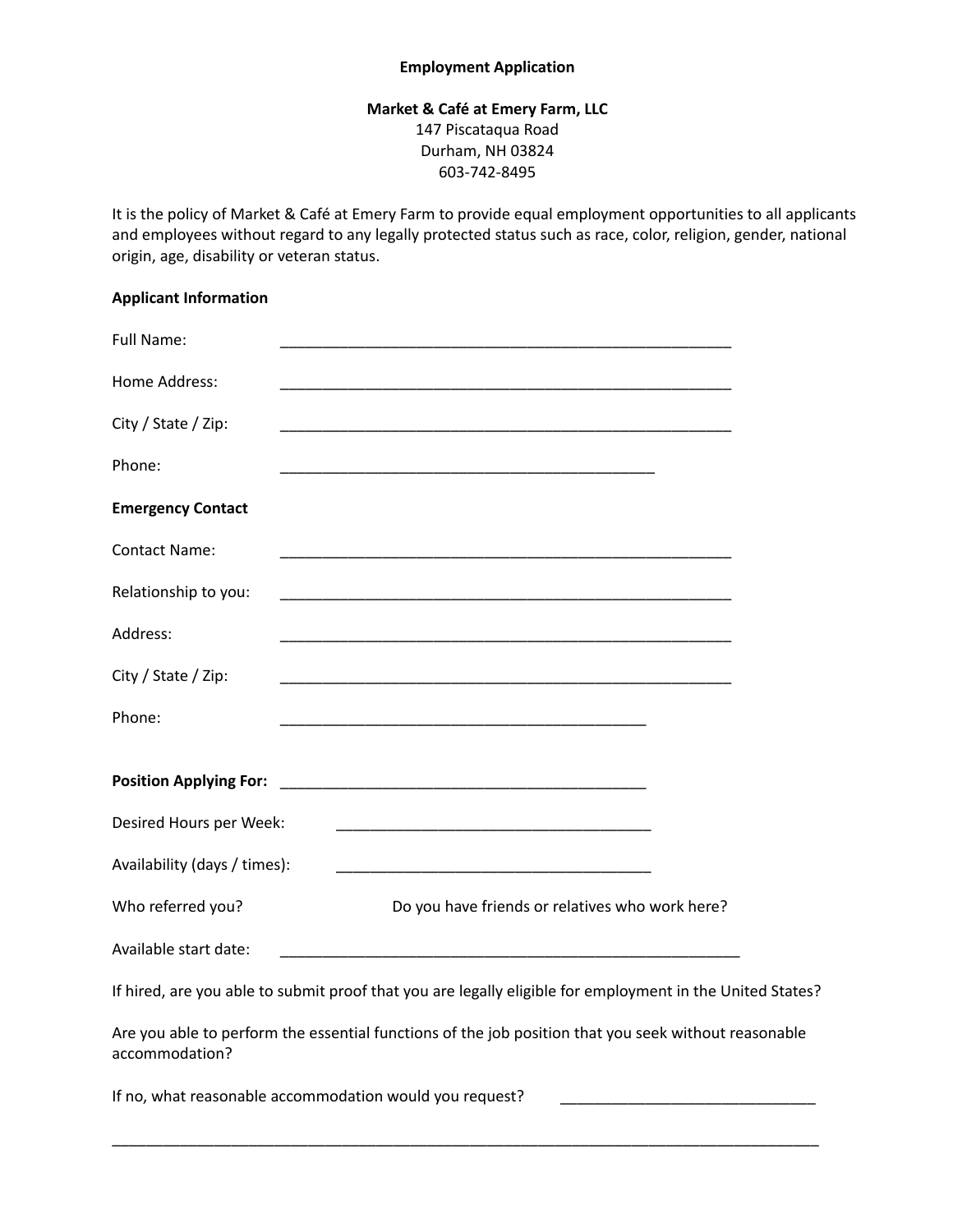**Employment Application**

**Market & Café at Emery Farm, LLC**
147 Piscataqua Road
Durham, NH 03824
603-742-8495

It is the policy of Market & Café at Emery Farm to provide equal employment opportunities to all applicants and employees without regard to any legally protected status such as race, color, religion, gender, national origin, age, disability or veteran status.

**Applicant Information**

Full Name: ______________________________________________________

Home Address: ______________________________________________________

City / State / Zip: ______________________________________________________

Phone: ____________________________________________

**Emergency Contact**

Contact Name: ______________________________________________________

Relationship to you: ______________________________________________________

Address: ______________________________________________________

City / State / Zip: ______________________________________________________

Phone: ___________________________________________

**Position Applying For:** ___________________________________________

Desired Hours per Week: _____________________________________

Availability (days / times): _____________________________________

Who referred you? Do you have friends or relatives who work here?

Available start date: _______________________________________________________

If hired, are you able to submit proof that you are legally eligible for employment in the United States?

Are you able to perform the essential functions of the job position that you seek without reasonable accommodation?

If no, what reasonable accommodation would you request? ______________________________

____________________________________________________________________________________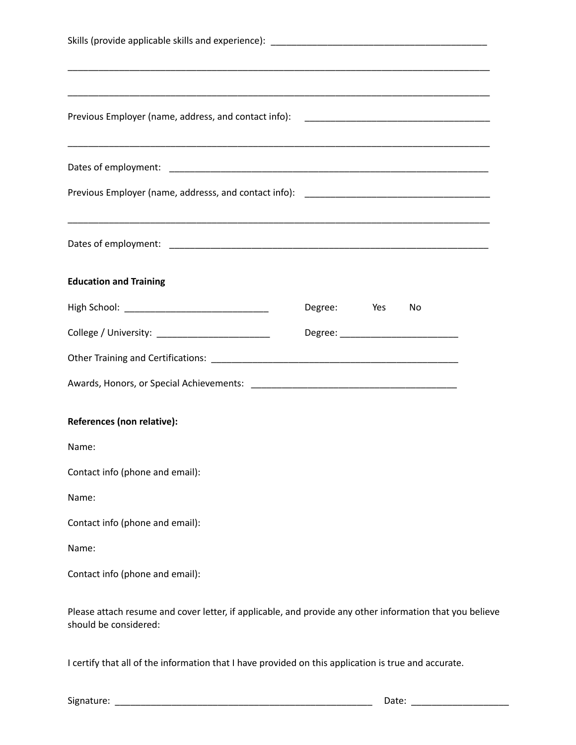Skills (provide applicable skills and experience): ____________________________________________

____________________________________________________________________________________

____________________________________________________________________________________

Previous Employer (name, address, and contact info): ______________________________________

____________________________________________________________________________________

Dates of employment: __________________________________________________________________

Previous Employer (name, addresss, and contact info): ______________________________________

____________________________________________________________________________________

Dates of employment: __________________________________________________________________

**Education and Training**

High School: _____________________________ Degree: Yes No

College / University: _______________________ Degree: ________________________

Other Training and Certifications: ___________________________________________________

Awards, Honors, or Special Achievements: __________________________________________

**References (non relative):**

Name:

Contact info (phone and email):

Name:

Contact info (phone and email):

Name:

Contact info (phone and email):

Please attach resume and cover letter, if applicable, and provide any other information that you believe should be considered:

I certify that all of the information that I have provided on this application is true and accurate.

Signature: _____________________________________________________ Date: ___________________